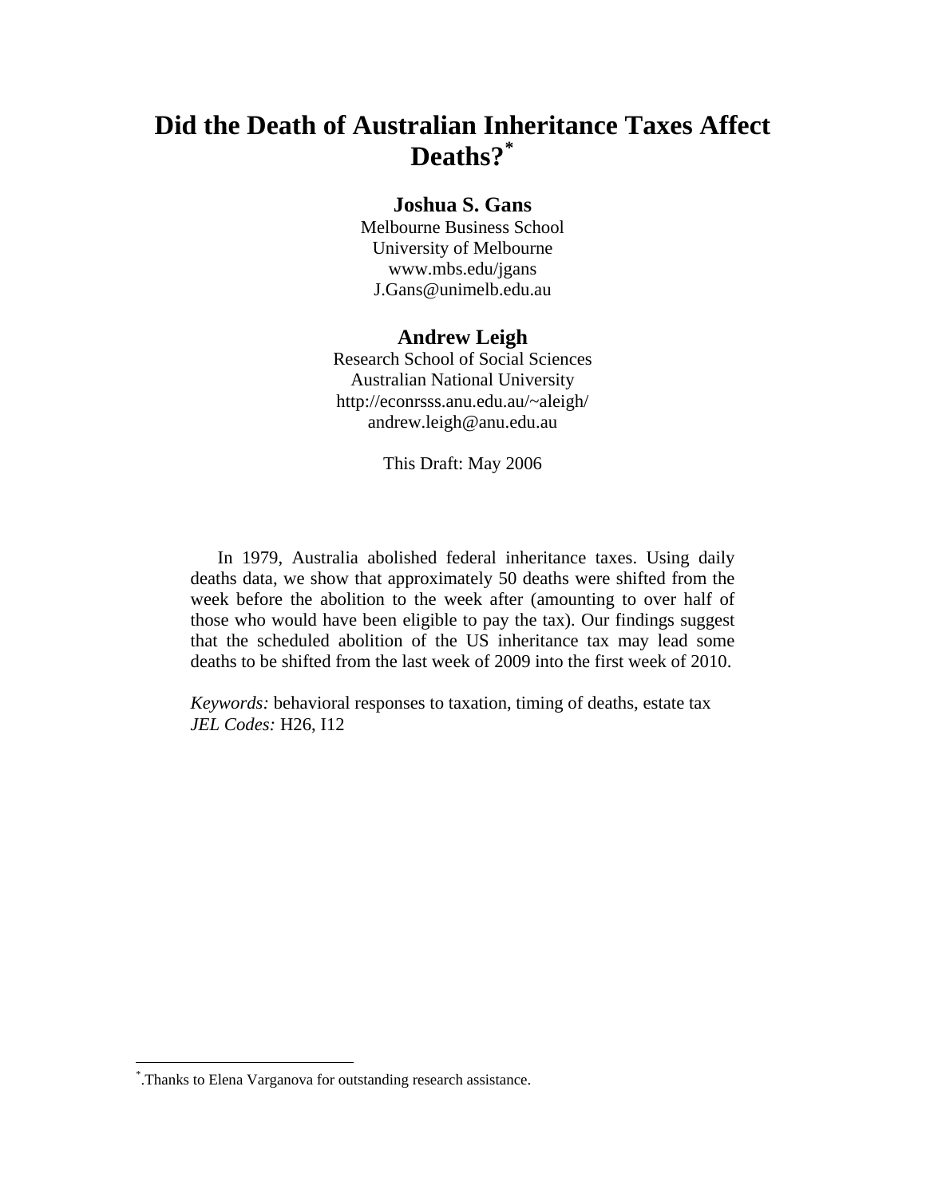# Did the Death of Australian Inheritance Taxes Affect Deaths?[*]

**Joshua S. Gans**
Melbourne Business School
University of Melbourne
www.mbs.edu/jgans
J.Gans@unimelb.edu.au

**Andrew Leigh**
Research School of Social Sciences
Australian National University
http://econrsss.anu.edu.au/~aleigh/
andrew.leigh@anu.edu.au

This Draft: May 2006

In 1979, Australia abolished federal inheritance taxes. Using daily deaths data, we show that approximately 50 deaths were shifted from the week before the abolition to the week after (amounting to over half of those who would have been eligible to pay the tax). Our findings suggest that the scheduled abolition of the US inheritance tax may lead some deaths to be shifted from the last week of 2009 into the first week of 2010.

*Keywords:* behavioral responses to taxation, timing of deaths, estate tax
*JEL Codes:* H26, I12

---

[*] .Thanks to Elena Varganova for outstanding research assistance.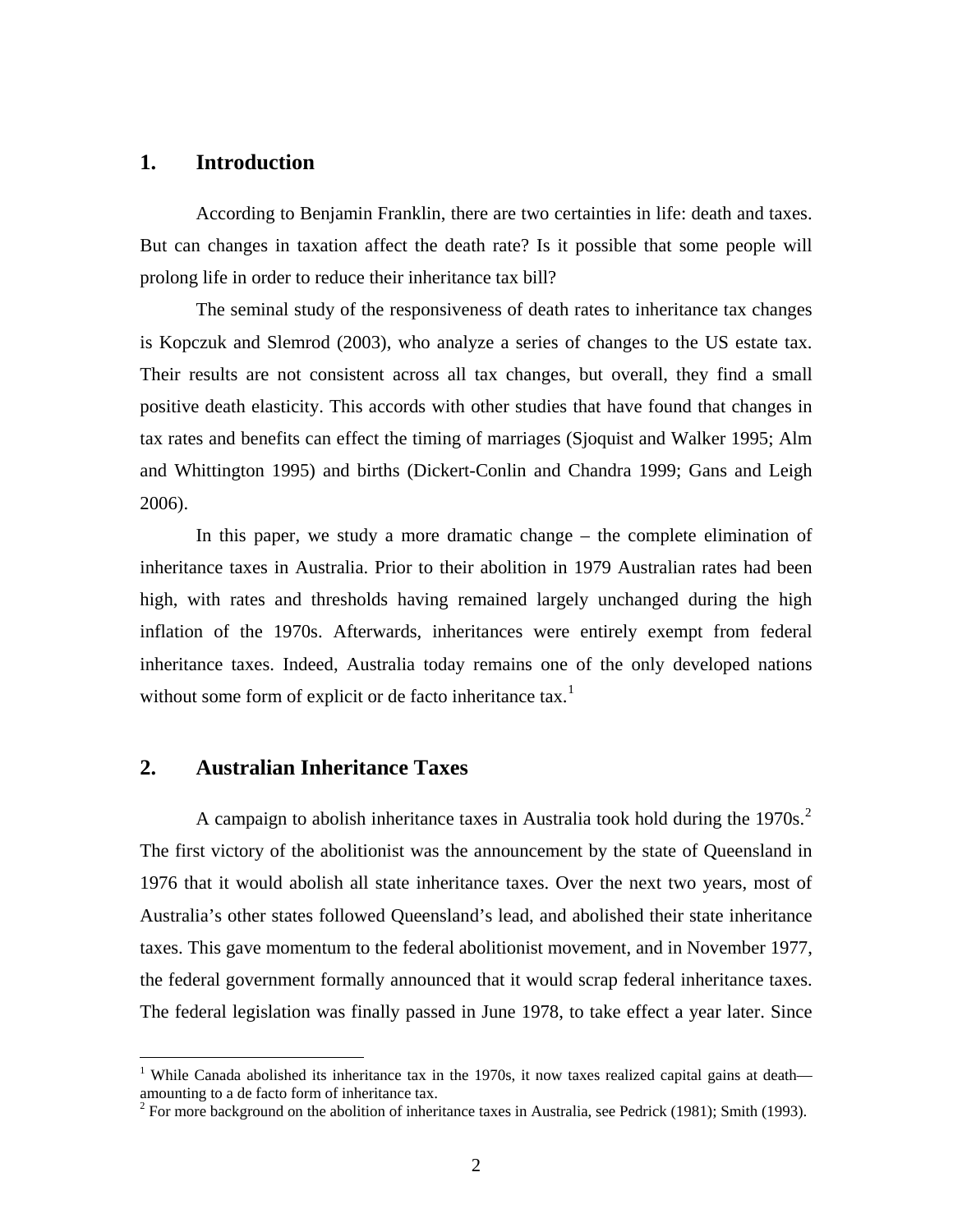## 1. Introduction

According to Benjamin Franklin, there are two certainties in life: death and taxes. But can changes in taxation affect the death rate? Is it possible that some people will prolong life in order to reduce their inheritance tax bill?

The seminal study of the responsiveness of death rates to inheritance tax changes is Kopczuk and Slemrod (2003), who analyze a series of changes to the US estate tax. Their results are not consistent across all tax changes, but overall, they find a small positive death elasticity. This accords with other studies that have found that changes in tax rates and benefits can effect the timing of marriages (Sjoquist and Walker 1995; Alm and Whittington 1995) and births (Dickert-Conlin and Chandra 1999; Gans and Leigh 2006).

In this paper, we study a more dramatic change – the complete elimination of inheritance taxes in Australia. Prior to their abolition in 1979 Australian rates had been high, with rates and thresholds having remained largely unchanged during the high inflation of the 1970s. Afterwards, inheritances were entirely exempt from federal inheritance taxes. Indeed, Australia today remains one of the only developed nations without some form of explicit or de facto inheritance tax.[1]

## 2. Australian Inheritance Taxes

A campaign to abolish inheritance taxes in Australia took hold during the 1970s.[2] The first victory of the abolitionist was the announcement by the state of Queensland in 1976 that it would abolish all state inheritance taxes. Over the next two years, most of Australia's other states followed Queensland's lead, and abolished their state inheritance taxes. This gave momentum to the federal abolitionist movement, and in November 1977, the federal government formally announced that it would scrap federal inheritance taxes. The federal legislation was finally passed in June 1978, to take effect a year later. Since

[1] While Canada abolished its inheritance tax in the 1970s, it now taxes realized capital gains at death—amounting to a de facto form of inheritance tax.

[2] For more background on the abolition of inheritance taxes in Australia, see Pedrick (1981); Smith (1993).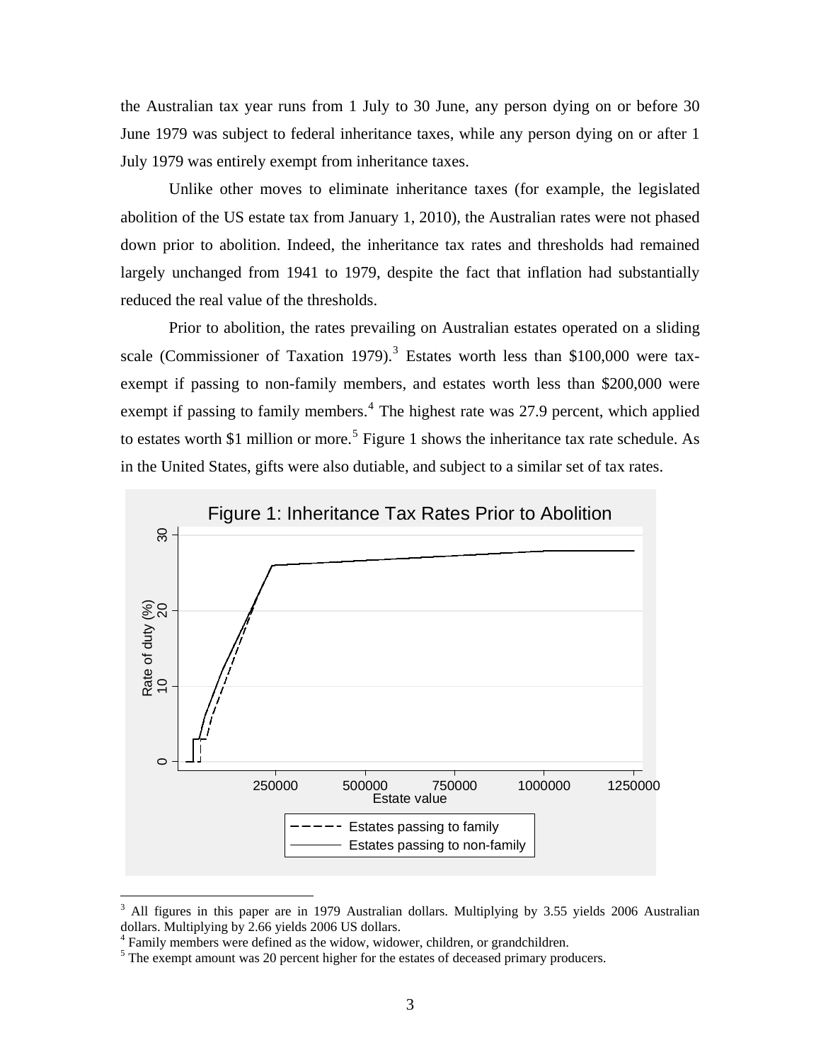the Australian tax year runs from 1 July to 30 June, any person dying on or before 30 June 1979 was subject to federal inheritance taxes, while any person dying on or after 1 July 1979 was entirely exempt from inheritance taxes.

Unlike other moves to eliminate inheritance taxes (for example, the legislated abolition of the US estate tax from January 1, 2010), the Australian rates were not phased down prior to abolition. Indeed, the inheritance tax rates and thresholds had remained largely unchanged from 1941 to 1979, despite the fact that inflation had substantially reduced the real value of the thresholds.

Prior to abolition, the rates prevailing on Australian estates operated on a sliding scale (Commissioner of Taxation 1979).[3] Estates worth less than \$100,000 were tax-exempt if passing to non-family members, and estates worth less than \$200,000 were exempt if passing to family members.[4] The highest rate was 27.9 percent, which applied to estates worth \$1 million or more.[5] Figure 1 shows the inheritance tax rate schedule. As in the United States, gifts were also dutiable, and subject to a similar set of tax rates.

Figure 1: Inheritance Tax Rates Prior to Abolition

---

[3] All figures in this paper are in 1979 Australian dollars. Multiplying by 3.55 yields 2006 Australian dollars. Multiplying by 2.66 yields 2006 US dollars.

[4] Family members were defined as the widow, widower, children, or grandchildren.

[5] The exempt amount was 20 percent higher for the estates of deceased primary producers.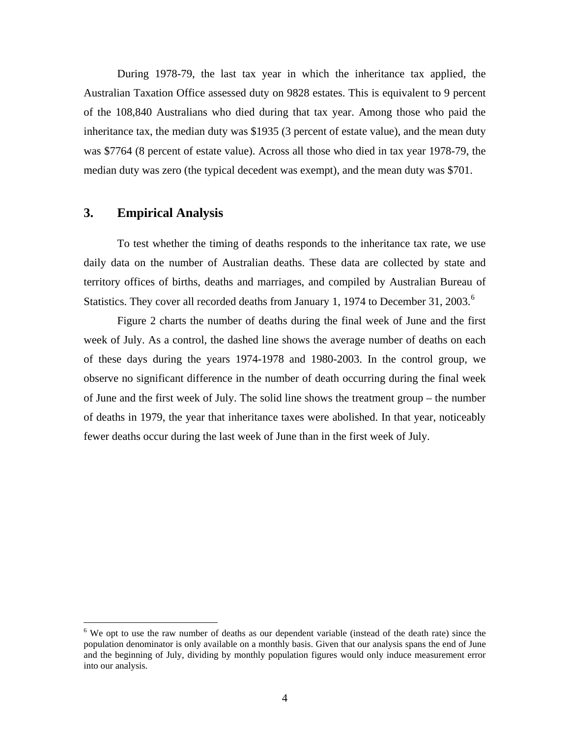During 1978-79, the last tax year in which the inheritance tax applied, the Australian Taxation Office assessed duty on 9828 estates. This is equivalent to 9 percent of the 108,840 Australians who died during that tax year. Among those who paid the inheritance tax, the median duty was $1935 (3 percent of estate value), and the mean duty was $7764 (8 percent of estate value). Across all those who died in tax year 1978-79, the median duty was zero (the typical decedent was exempt), and the mean duty was $701.

## 3. Empirical Analysis

To test whether the timing of deaths responds to the inheritance tax rate, we use daily data on the number of Australian deaths. These data are collected by state and territory offices of births, deaths and marriages, and compiled by Australian Bureau of Statistics. They cover all recorded deaths from January 1, 1974 to December 31, 2003.[6]

Figure 2 charts the number of deaths during the final week of June and the first week of July. As a control, the dashed line shows the average number of deaths on each of these days during the years 1974-1978 and 1980-2003. In the control group, we observe no significant difference in the number of death occurring during the final week of June and the first week of July. The solid line shows the treatment group – the number of deaths in 1979, the year that inheritance taxes were abolished. In that year, noticeably fewer deaths occur during the last week of June than in the first week of July.

---

[6] We opt to use the raw number of deaths as our dependent variable (instead of the death rate) since the population denominator is only available on a monthly basis. Given that our analysis spans the end of June and the beginning of July, dividing by monthly population figures would only induce measurement error into our analysis.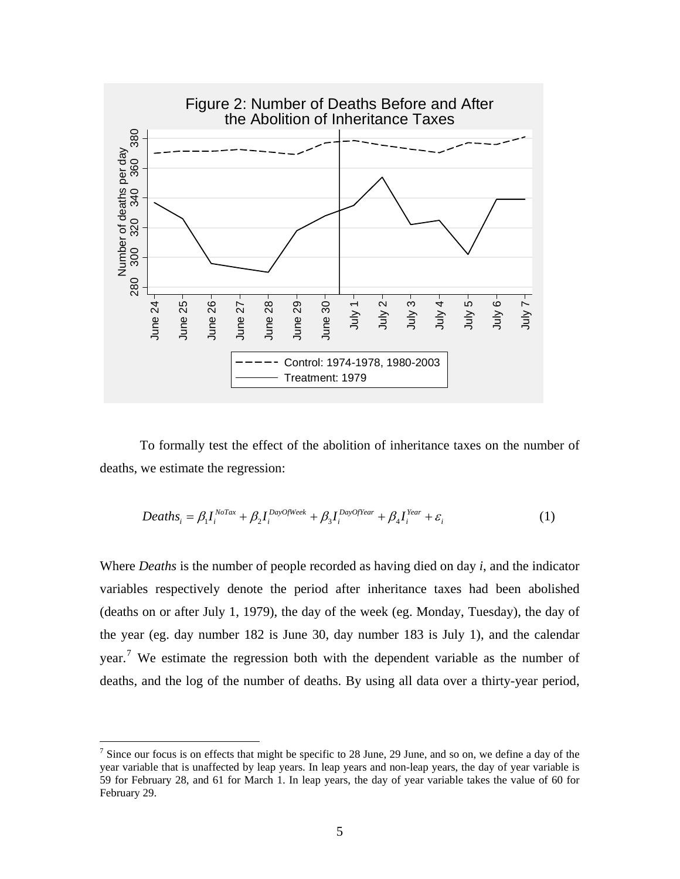Figure 2: Number of Deaths Before and After the Abolition of Inheritance Taxes

To formally test the effect of the abolition of inheritance taxes on the number of deaths, we estimate the regression:

$$Deaths_i = \beta_1 I_i^{NoTax} + \beta_2 I_i^{DayOfWeek} + \beta_3 I_i^{DayOfYear} + \beta_4 I_i^{Year} + \varepsilon_i \tag{1}$$

Where *Deaths* is the number of people recorded as having died on day *i*, and the indicator variables respectively denote the period after inheritance taxes had been abolished (deaths on or after July 1, 1979), the day of the week (eg. Monday, Tuesday), the day of the year (eg. day number 182 is June 30, day number 183 is July 1), and the calendar year.[7] We estimate the regression both with the dependent variable as the number of deaths, and the log of the number of deaths. By using all data over a thirty-year period,

[7] Since our focus is on effects that might be specific to 28 June, 29 June, and so on, we define a day of the year variable that is unaffected by leap years. In leap years and non-leap years, the day of year variable is 59 for February 28, and 61 for March 1. In leap years, the day of year variable takes the value of 60 for February 29.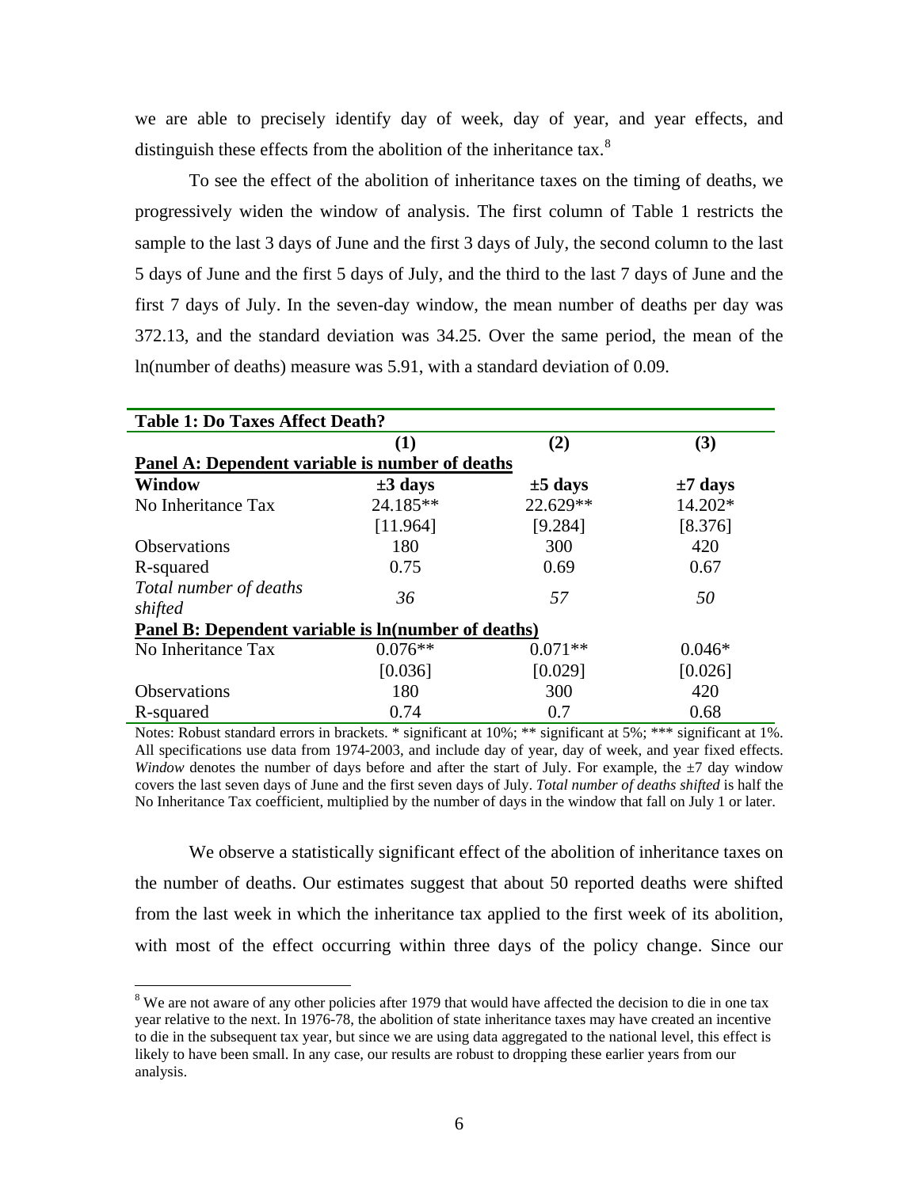we are able to precisely identify day of week, day of year, and year effects, and distinguish these effects from the abolition of the inheritance tax.[8]

To see the effect of the abolition of inheritance taxes on the timing of deaths, we progressively widen the window of analysis. The first column of Table 1 restricts the sample to the last 3 days of June and the first 3 days of July, the second column to the last 5 days of June and the first 5 days of July, and the third to the last 7 days of June and the first 7 days of July. In the seven-day window, the mean number of deaths per day was 372.13, and the standard deviation was 34.25. Over the same period, the mean of the ln(number of deaths) measure was 5.91, with a standard deviation of 0.09.

**Table 1: Do Taxes Affect Death?**

| | **(1)** | **(2)** | **(3)** |
|---|---|---|---|
| **Panel A: Dependent variable is number of deaths** | | | |
| **Window** | **±3 days** | **±5 days** | **±7 days** |
| No Inheritance Tax | 24.185** | 22.629** | 14.202* |
| | [11.964] | [9.284] | [8.376] |
| Observations | 180 | 300 | 420 |
| R-squared | 0.75 | 0.69 | 0.67 |
| *Total number of deaths shifted* | *36* | *57* | *50* |
| **Panel B: Dependent variable is ln(number of deaths)** | | | |
| No Inheritance Tax | 0.076** | 0.071** | 0.046* |
| | [0.036] | [0.029] | [0.026] |
| Observations | 180 | 300 | 420 |
| R-squared | 0.74 | 0.7 | 0.68 |

Notes: Robust standard errors in brackets. * significant at 10%; ** significant at 5%; *** significant at 1%. All specifications use data from 1974-2003, and include day of year, day of week, and year fixed effects. *Window* denotes the number of days before and after the start of July. For example, the ±7 day window covers the last seven days of June and the first seven days of July. *Total number of deaths shifted* is half the No Inheritance Tax coefficient, multiplied by the number of days in the window that fall on July 1 or later.

We observe a statistically significant effect of the abolition of inheritance taxes on the number of deaths. Our estimates suggest that about 50 reported deaths were shifted from the last week in which the inheritance tax applied to the first week of its abolition, with most of the effect occurring within three days of the policy change. Since our

[8] We are not aware of any other policies after 1979 that would have affected the decision to die in one tax year relative to the next. In 1976-78, the abolition of state inheritance taxes may have created an incentive to die in the subsequent tax year, but since we are using data aggregated to the national level, this effect is likely to have been small. In any case, our results are robust to dropping these earlier years from our analysis.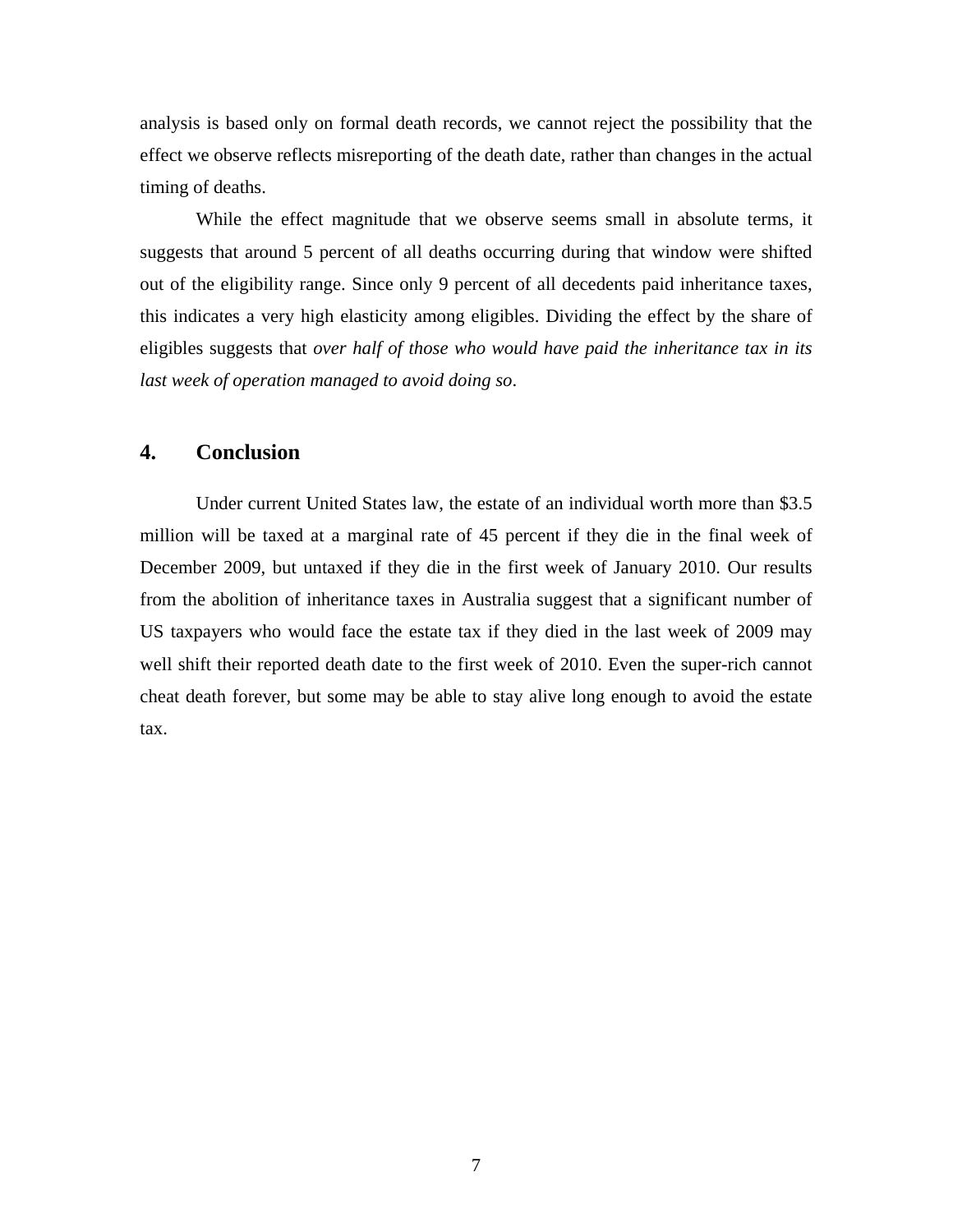analysis is based only on formal death records, we cannot reject the possibility that the effect we observe reflects misreporting of the death date, rather than changes in the actual timing of deaths.

While the effect magnitude that we observe seems small in absolute terms, it suggests that around 5 percent of all deaths occurring during that window were shifted out of the eligibility range. Since only 9 percent of all decedents paid inheritance taxes, this indicates a very high elasticity among eligibles. Dividing the effect by the share of eligibles suggests that *over half of those who would have paid the inheritance tax in its last week of operation managed to avoid doing so*.

## 4. Conclusion

Under current United States law, the estate of an individual worth more than $3.5 million will be taxed at a marginal rate of 45 percent if they die in the final week of December 2009, but untaxed if they die in the first week of January 2010. Our results from the abolition of inheritance taxes in Australia suggest that a significant number of US taxpayers who would face the estate tax if they died in the last week of 2009 may well shift their reported death date to the first week of 2010. Even the super-rich cannot cheat death forever, but some may be able to stay alive long enough to avoid the estate tax.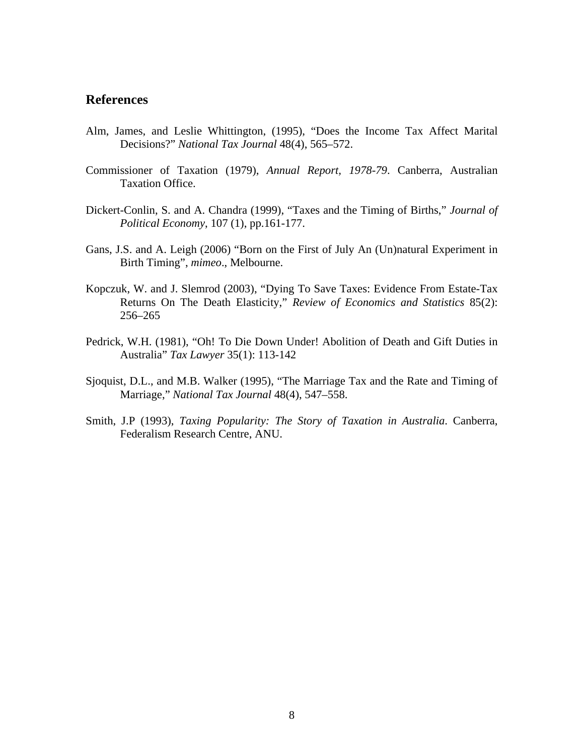## References

Alm, James, and Leslie Whittington, (1995), "Does the Income Tax Affect Marital Decisions?" *National Tax Journal* 48(4), 565–572.

Commissioner of Taxation (1979), *Annual Report, 1978-79*. Canberra, Australian Taxation Office.

Dickert-Conlin, S. and A. Chandra (1999), "Taxes and the Timing of Births," *Journal of Political Economy*, 107 (1), pp.161-177.

Gans, J.S. and A. Leigh (2006) "Born on the First of July An (Un)natural Experiment in Birth Timing", *mimeo*., Melbourne.

Kopczuk, W. and J. Slemrod (2003), "Dying To Save Taxes: Evidence From Estate-Tax Returns On The Death Elasticity," *Review of Economics and Statistics* 85(2): 256–265

Pedrick, W.H. (1981), "Oh! To Die Down Under! Abolition of Death and Gift Duties in Australia" *Tax Lawyer* 35(1): 113-142

Sjoquist, D.L., and M.B. Walker (1995), "The Marriage Tax and the Rate and Timing of Marriage," *National Tax Journal* 48(4), 547–558.

Smith, J.P (1993), *Taxing Popularity: The Story of Taxation in Australia*. Canberra, Federalism Research Centre, ANU.